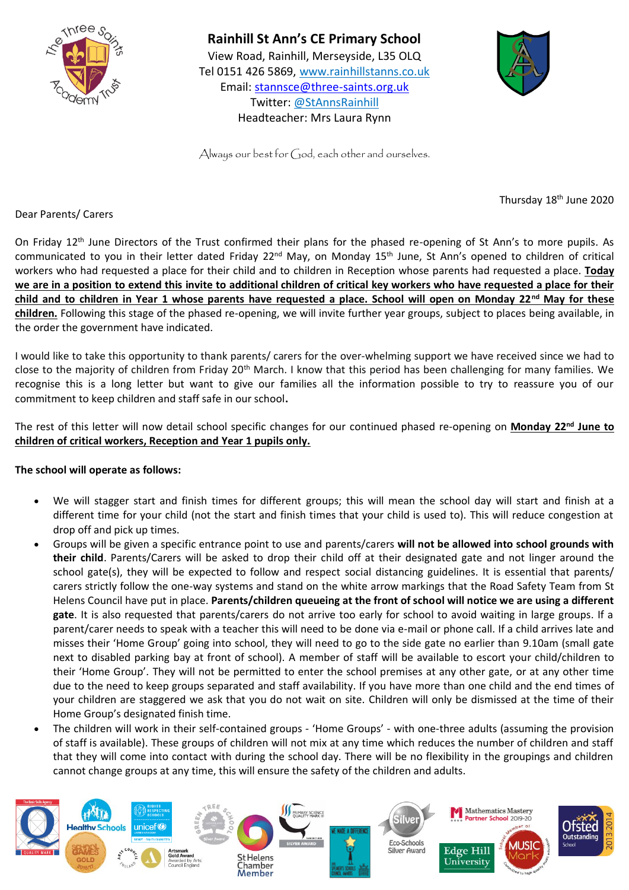# Rainhill St Ann's CE Primary School

View Road, Rainhill, Merseyside, L35 OLQ
Tel 0151 426 5869, www.rainhillstanns.co.uk
Email: stannsce@three-saints.org.uk
Twitter: @StAnnsRainhill
Headteacher: Mrs Laura Rynn

*Always our best for God, each other and ourselves.*

Thursday 18th June 2020

Dear Parents/ Carers

On Friday 12th June Directors of the Trust confirmed their plans for the phased re-opening of St Ann's to more pupils. As communicated to you in their letter dated Friday 22nd May, on Monday 15th June, St Ann's opened to children of critical workers who had requested a place for their child and to children in Reception whose parents had requested a place. **Today we are in a position to extend this invite to additional children of critical key workers who have requested a place for their child and to children in Year 1 whose parents have requested a place. School will open on Monday 22nd May for these children.** Following this stage of the phased re-opening, we will invite further year groups, subject to places being available, in the order the government have indicated.

I would like to take this opportunity to thank parents/ carers for the over-whelming support we have received since we had to close to the majority of children from Friday 20th March. I know that this period has been challenging for many families. We recognise this is a long letter but want to give our families all the information possible to try to reassure you of our commitment to keep children and staff safe in our school**.**

The rest of this letter will now detail school specific changes for our continued phased re-opening on **Monday 22nd June to children of critical workers, Reception and Year 1 pupils only.**

**The school will operate as follows:**

- We will stagger start and finish times for different groups; this will mean the school day will start and finish at a different time for your child (not the start and finish times that your child is used to). This will reduce congestion at drop off and pick up times.
- Groups will be given a specific entrance point to use and parents/carers **will not be allowed into school grounds with their child**. Parents/Carers will be asked to drop their child off at their designated gate and not linger around the school gate(s), they will be expected to follow and respect social distancing guidelines. It is essential that parents/ carers strictly follow the one-way systems and stand on the white arrow markings that the Road Safety Team from St Helens Council have put in place. **Parents/children queueing at the front of school will notice we are using a different gate**. It is also requested that parents/carers do not arrive too early for school to avoid waiting in large groups. If a parent/carer needs to speak with a teacher this will need to be done via e-mail or phone call. If a child arrives late and misses their 'Home Group' going into school, they will need to go to the side gate no earlier than 9.10am (small gate next to disabled parking bay at front of school). A member of staff will be available to escort your child/children to their 'Home Group'. They will not be permitted to enter the school premises at any other gate, or at any other time due to the need to keep groups separated and staff availability. If you have more than one child and the end times of your children are staggered we ask that you do not wait on site. Children will only be dismissed at the time of their Home Group's designated finish time.
- The children will work in their self-contained groups - 'Home Groups' - with one-three adults (assuming the provision of staff is available). These groups of children will not mix at any time which reduces the number of children and staff that they will come into contact with during the school day. There will be no flexibility in the groupings and children cannot change groups at any time, this will ensure the safety of the children and adults.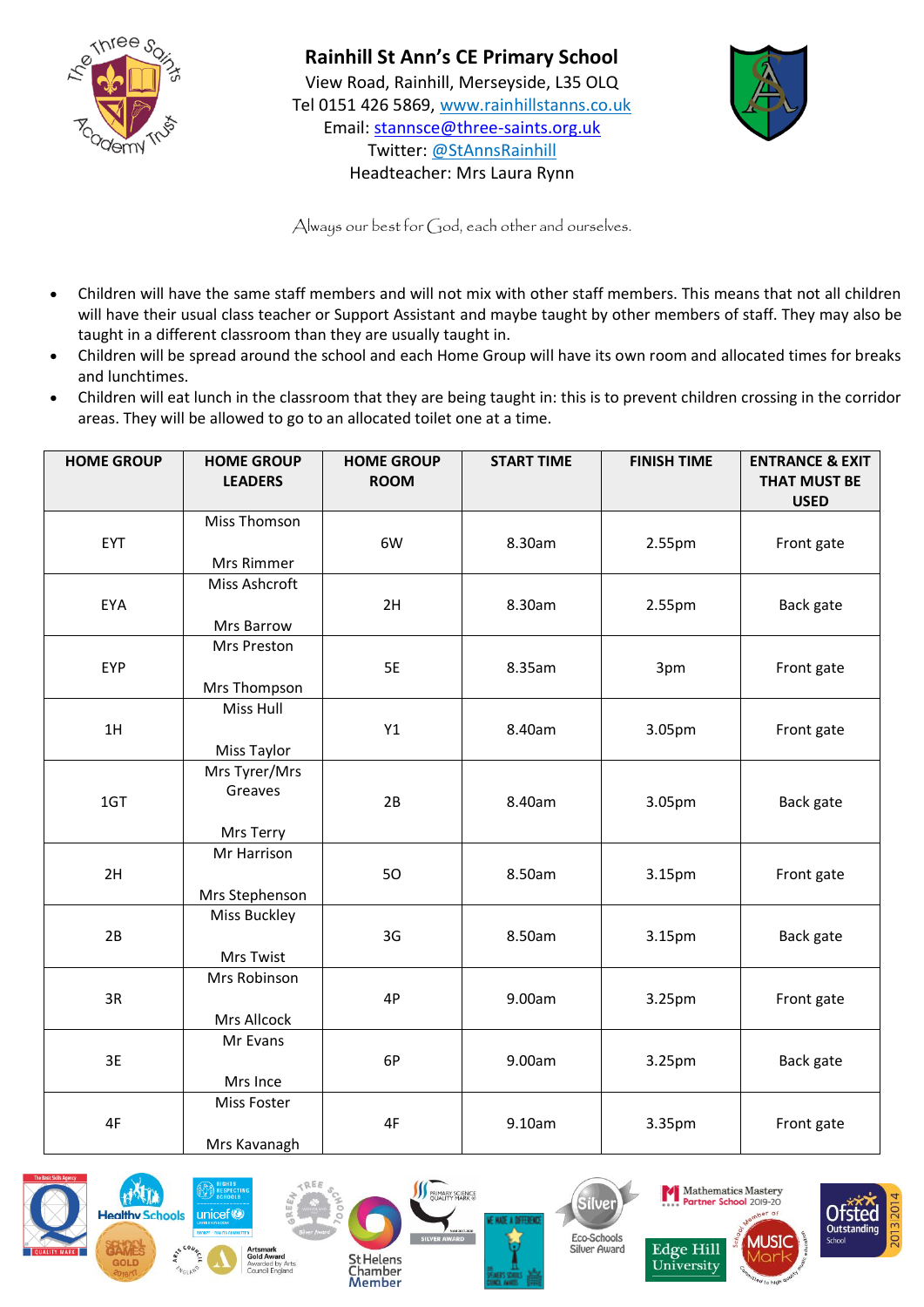# Rainhill St Ann's CE Primary School

View Road, Rainhill, Merseyside, L35 0LQ
Tel 0151 426 5869, www.rainhillstanns.co.uk
Email: stannsce@three-saints.org.uk
Twitter: @StAnnsRainhill
Headteacher: Mrs Laura Rynn

*Always our best for God, each other and ourselves.*

- Children will have the same staff members and will not mix with other staff members. This means that not all children will have their usual class teacher or Support Assistant and maybe taught by other members of staff. They may also be taught in a different classroom than they are usually taught in.
- Children will be spread around the school and each Home Group will have its own room and allocated times for breaks and lunchtimes.
- Children will eat lunch in the classroom that they are being taught in: this is to prevent children crossing in the corridor areas. They will be allowed to go to an allocated toilet one at a time.

| HOME GROUP | HOME GROUP LEADERS | HOME GROUP ROOM | START TIME | FINISH TIME | ENTRANCE & EXIT THAT MUST BE USED |
|---|---|---|---|---|---|
| EYT | Miss Thomson<br>Mrs Rimmer | 6W | 8.30am | 2.55pm | Front gate |
| EYA | Miss Ashcroft<br>Mrs Barrow | 2H | 8.30am | 2.55pm | Back gate |
| EYP | Mrs Preston<br>Mrs Thompson | 5E | 8.35am | 3pm | Front gate |
| 1H | Miss Hull<br>Miss Taylor | Y1 | 8.40am | 3.05pm | Front gate |
| 1GT | Mrs Tyrer/Mrs Greaves<br>Mrs Terry | 2B | 8.40am | 3.05pm | Back gate |
| 2H | Mr Harrison<br>Mrs Stephenson | 5O | 8.50am | 3.15pm | Front gate |
| 2B | Miss Buckley<br>Mrs Twist | 3G | 8.50am | 3.15pm | Back gate |
| 3R | Mrs Robinson<br>Mrs Allcock | 4P | 9.00am | 3.25pm | Front gate |
| 3E | Mr Evans<br>Mrs Ince | 6P | 9.00am | 3.25pm | Back gate |
| 4F | Miss Foster<br>Mrs Kavanagh | 4F | 9.10am | 3.35pm | Front gate |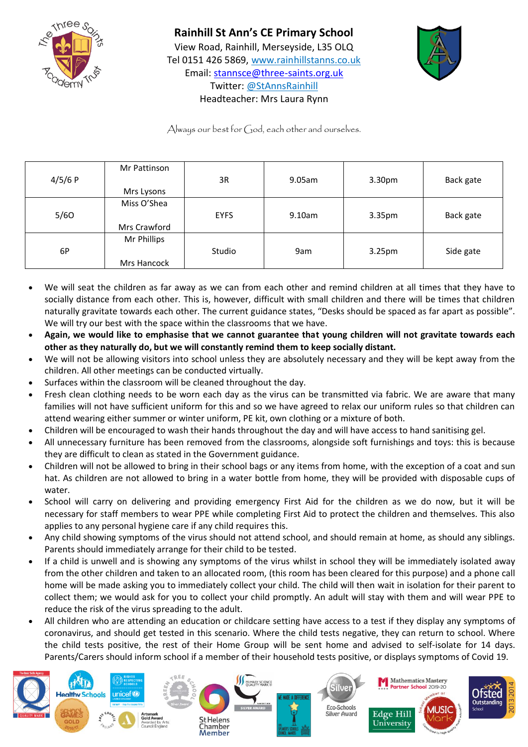# Rainhill St Ann's CE Primary School

View Road, Rainhill, Merseyside, L35 OLQ
Tel 0151 426 5869, www.rainhillstanns.co.uk
Email: stannsce@three-saints.org.uk
Twitter: @StAnnsRainhill
Headteacher: Mrs Laura Rynn

*Always our best for God, each other and ourselves.*

| | | | | | |
|---|---|---|---|---|---|
| 4/5/6 P | Mr Pattinson<br><br>Mrs Lysons | 3R | 9.05am | 3.30pm | Back gate |
| 5/6O | Miss O'Shea<br><br>Mrs Crawford | EYFS | 9.10am | 3.35pm | Back gate |
| 6P | Mr Phillips<br><br>Mrs Hancock | Studio | 9am | 3.25pm | Side gate |

- We will seat the children as far away as we can from each other and remind children at all times that they have to socially distance from each other. This is, however, difficult with small children and there will be times that children naturally gravitate towards each other. The current guidance states, "Desks should be spaced as far apart as possible". We will try our best with the space within the classrooms that we have.
- **Again, we would like to emphasise that we cannot guarantee that young children will not gravitate towards each other as they naturally do, but we will constantly remind them to keep socially distant.**
- We will not be allowing visitors into school unless they are absolutely necessary and they will be kept away from the children. All other meetings can be conducted virtually.
- Surfaces within the classroom will be cleaned throughout the day.
- Fresh clean clothing needs to be worn each day as the virus can be transmitted via fabric. We are aware that many families will not have sufficient uniform for this and so we have agreed to relax our uniform rules so that children can attend wearing either summer or winter uniform, PE kit, own clothing or a mixture of both.
- Children will be encouraged to wash their hands throughout the day and will have access to hand sanitising gel.
- All unnecessary furniture has been removed from the classrooms, alongside soft furnishings and toys: this is because they are difficult to clean as stated in the Government guidance.
- Children will not be allowed to bring in their school bags or any items from home, with the exception of a coat and sun hat. As children are not allowed to bring in a water bottle from home, they will be provided with disposable cups of water.
- School will carry on delivering and providing emergency First Aid for the children as we do now, but it will be necessary for staff members to wear PPE while completing First Aid to protect the children and themselves. This also applies to any personal hygiene care if any child requires this.
- Any child showing symptoms of the virus should not attend school, and should remain at home, as should any siblings. Parents should immediately arrange for their child to be tested.
- If a child is unwell and is showing any symptoms of the virus whilst in school they will be immediately isolated away from the other children and taken to an allocated room, (this room has been cleared for this purpose) and a phone call home will be made asking you to immediately collect your child. The child will then wait in isolation for their parent to collect them; we would ask for you to collect your child promptly. An adult will stay with them and will wear PPE to reduce the risk of the virus spreading to the adult.
- All children who are attending an education or childcare setting have access to a test if they display any symptoms of coronavirus, and should get tested in this scenario. Where the child tests negative, they can return to school. Where the child tests positive, the rest of their Home Group will be sent home and advised to self-isolate for 14 days. Parents/Carers should inform school if a member of their household tests positive, or displays symptoms of Covid 19.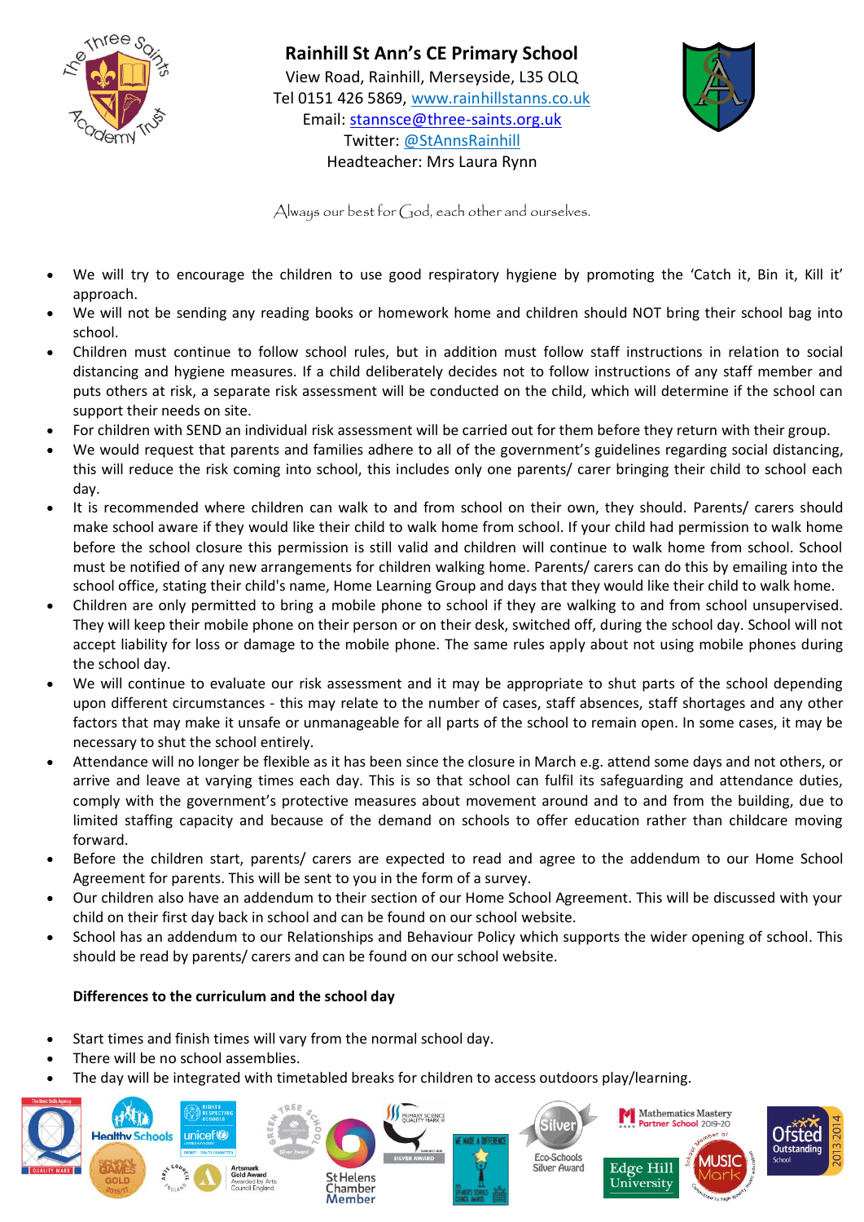# Rainhill St Ann's CE Primary School

View Road, Rainhill, Merseyside, L35 0LQ
Tel 0151 426 5869, www.rainhillstanns.co.uk
Email: stannsce@three-saints.org.uk
Twitter: @StAnnsRainhill
Headteacher: Mrs Laura Rynn

*Always our best for God, each other and ourselves.*

- We will try to encourage the children to use good respiratory hygiene by promoting the 'Catch it, Bin it, Kill it' approach.
- We will not be sending any reading books or homework home and children should NOT bring their school bag into school.
- Children must continue to follow school rules, but in addition must follow staff instructions in relation to social distancing and hygiene measures. If a child deliberately decides not to follow instructions of any staff member and puts others at risk, a separate risk assessment will be conducted on the child, which will determine if the school can support their needs on site.
- For children with SEND an individual risk assessment will be carried out for them before they return with their group.
- We would request that parents and families adhere to all of the government's guidelines regarding social distancing, this will reduce the risk coming into school, this includes only one parents/ carer bringing their child to school each day.
- It is recommended where children can walk to and from school on their own, they should. Parents/ carers should make school aware if they would like their child to walk home from school. If your child had permission to walk home before the school closure this permission is still valid and children will continue to walk home from school. School must be notified of any new arrangements for children walking home. Parents/ carers can do this by emailing into the school office, stating their child's name, Home Learning Group and days that they would like their child to walk home.
- Children are only permitted to bring a mobile phone to school if they are walking to and from school unsupervised. They will keep their mobile phone on their person or on their desk, switched off, during the school day. School will not accept liability for loss or damage to the mobile phone. The same rules apply about not using mobile phones during the school day.
- We will continue to evaluate our risk assessment and it may be appropriate to shut parts of the school depending upon different circumstances - this may relate to the number of cases, staff absences, staff shortages and any other factors that may make it unsafe or unmanageable for all parts of the school to remain open. In some cases, it may be necessary to shut the school entirely.
- Attendance will no longer be flexible as it has been since the closure in March e.g. attend some days and not others, or arrive and leave at varying times each day. This is so that school can fulfil its safeguarding and attendance duties, comply with the government's protective measures about movement around and to and from the building, due to limited staffing capacity and because of the demand on schools to offer education rather than childcare moving forward.
- Before the children start, parents/ carers are expected to read and agree to the addendum to our Home School Agreement for parents. This will be sent to you in the form of a survey.
- Our children also have an addendum to their section of our Home School Agreement. This will be discussed with your child on their first day back in school and can be found on our school website.
- School has an addendum to our Relationships and Behaviour Policy which supports the wider opening of school. This should be read by parents/ carers and can be found on our school website.

**Differences to the curriculum and the school day**

- Start times and finish times will vary from the normal school day.
- There will be no school assemblies.
- The day will be integrated with timetabled breaks for children to access outdoors play/learning.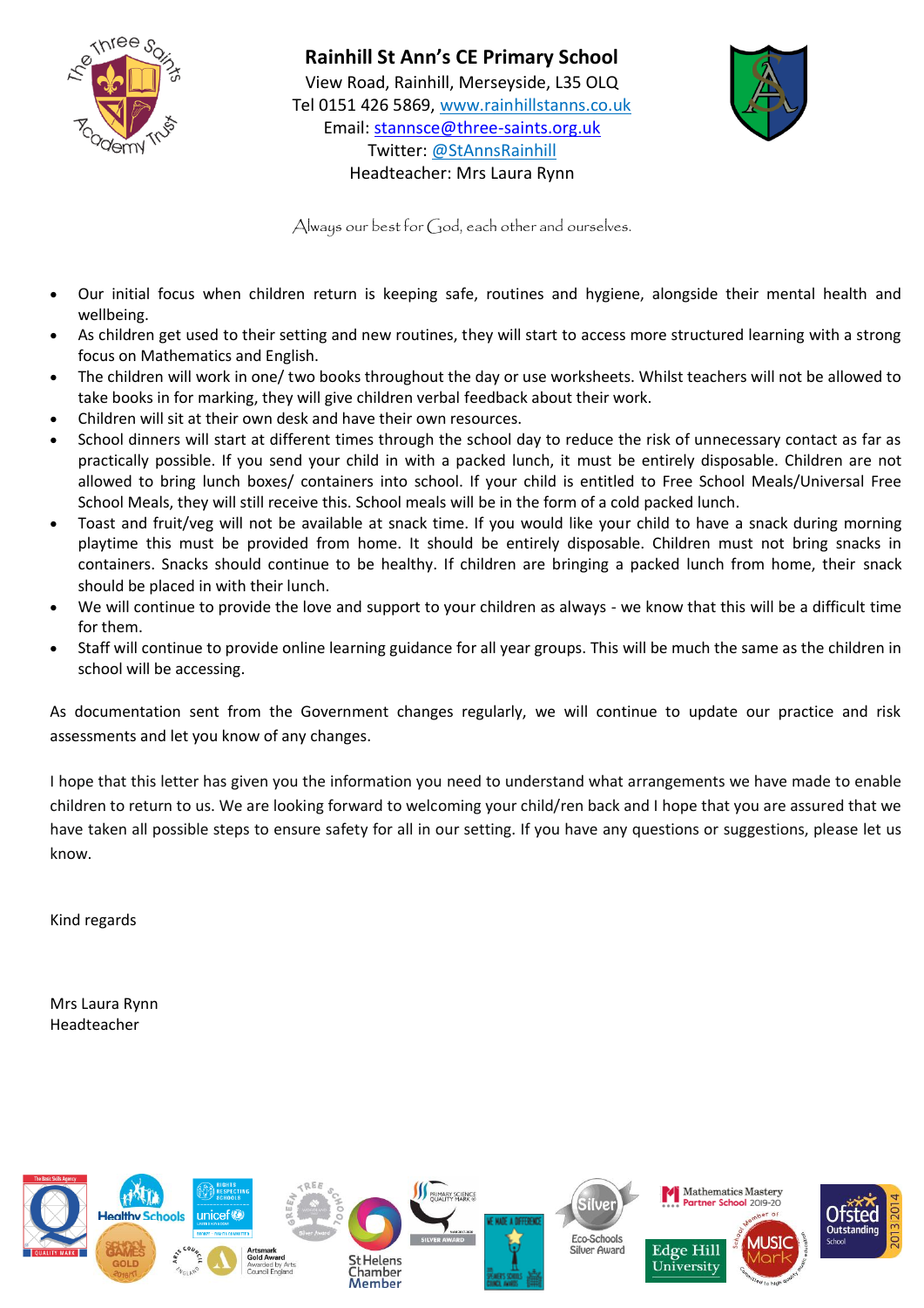**Rainhill St Ann's CE Primary School**
View Road, Rainhill, Merseyside, L35 OLQ
Tel 0151 426 5869, www.rainhillstanns.co.uk
Email: stannsce@three-saints.org.uk
Twitter: @StAnnsRainhill
Headteacher: Mrs Laura Rynn

*Always our best for God, each other and ourselves.*

- Our initial focus when children return is keeping safe, routines and hygiene, alongside their mental health and wellbeing.
- As children get used to their setting and new routines, they will start to access more structured learning with a strong focus on Mathematics and English.
- The children will work in one/ two books throughout the day or use worksheets. Whilst teachers will not be allowed to take books in for marking, they will give children verbal feedback about their work.
- Children will sit at their own desk and have their own resources.
- School dinners will start at different times through the school day to reduce the risk of unnecessary contact as far as practically possible. If you send your child in with a packed lunch, it must be entirely disposable. Children are not allowed to bring lunch boxes/ containers into school. If your child is entitled to Free School Meals/Universal Free School Meals, they will still receive this. School meals will be in the form of a cold packed lunch.
- Toast and fruit/veg will not be available at snack time. If you would like your child to have a snack during morning playtime this must be provided from home. It should be entirely disposable. Children must not bring snacks in containers. Snacks should continue to be healthy. If children are bringing a packed lunch from home, their snack should be placed in with their lunch.
- We will continue to provide the love and support to your children as always - we know that this will be a difficult time for them.
- Staff will continue to provide online learning guidance for all year groups. This will be much the same as the children in school will be accessing.

As documentation sent from the Government changes regularly, we will continue to update our practice and risk assessments and let you know of any changes.

I hope that this letter has given you the information you need to understand what arrangements we have made to enable children to return to us. We are looking forward to welcoming your child/ren back and I hope that you are assured that we have taken all possible steps to ensure safety for all in our setting. If you have any questions or suggestions, please let us know.

Kind regards

Mrs Laura Rynn
Headteacher